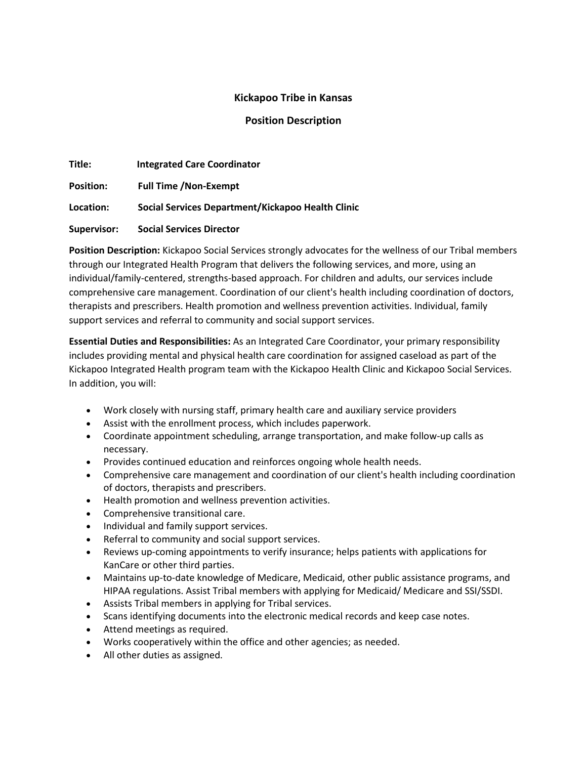# Kickapoo Tribe in Kansas

## Position Description

**Title:** **Integrated Care Coordinator**

**Position:** **Full Time /Non-Exempt**

**Location:** **Social Services Department/Kickapoo Health Clinic**

**Supervisor:** **Social Services Director**

**Position Description:** Kickapoo Social Services strongly advocates for the wellness of our Tribal members through our Integrated Health Program that delivers the following services, and more, using an individual/family-centered, strengths-based approach. For children and adults, our services include comprehensive care management. Coordination of our client's health including coordination of doctors, therapists and prescribers. Health promotion and wellness prevention activities. Individual, family support services and referral to community and social support services.

**Essential Duties and Responsibilities:** As an Integrated Care Coordinator, your primary responsibility includes providing mental and physical health care coordination for assigned caseload as part of the Kickapoo Integrated Health program team with the Kickapoo Health Clinic and Kickapoo Social Services. In addition, you will:

- Work closely with nursing staff, primary health care and auxiliary service providers
- Assist with the enrollment process, which includes paperwork.
- Coordinate appointment scheduling, arrange transportation, and make follow-up calls as necessary.
- Provides continued education and reinforces ongoing whole health needs.
- Comprehensive care management and coordination of our client's health including coordination of doctors, therapists and prescribers.
- Health promotion and wellness prevention activities.
- Comprehensive transitional care.
- Individual and family support services.
- Referral to community and social support services.
- Reviews up-coming appointments to verify insurance; helps patients with applications for KanCare or other third parties.
- Maintains up-to-date knowledge of Medicare, Medicaid, other public assistance programs, and HIPAA regulations. Assist Tribal members with applying for Medicaid/ Medicare and SSI/SSDI.
- Assists Tribal members in applying for Tribal services.
- Scans identifying documents into the electronic medical records and keep case notes.
- Attend meetings as required.
- Works cooperatively within the office and other agencies; as needed.
- All other duties as assigned.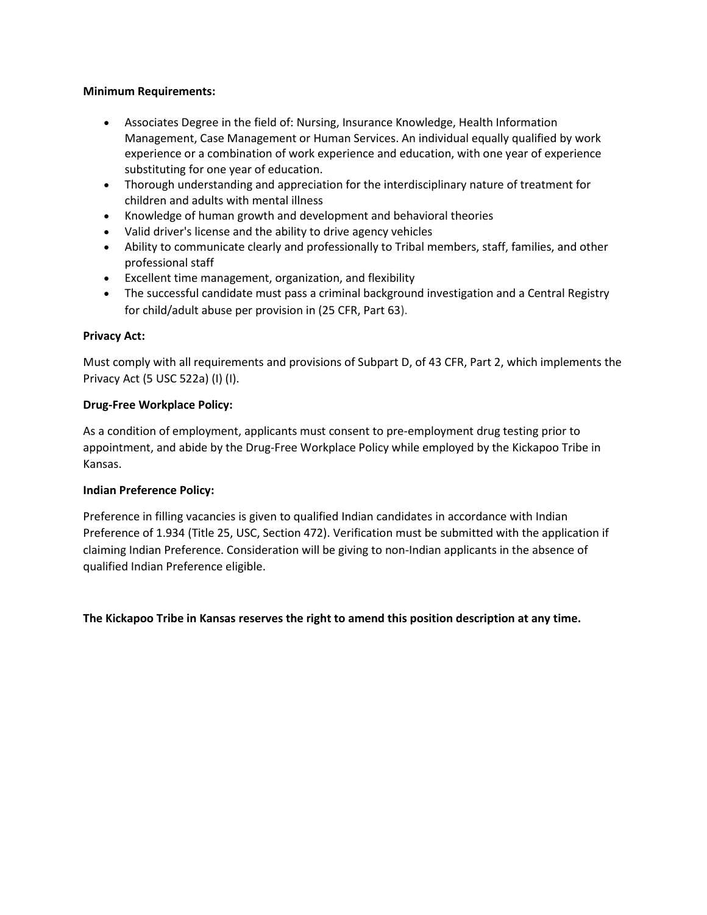**Minimum Requirements:**

- Associates Degree in the field of: Nursing, Insurance Knowledge, Health Information Management, Case Management or Human Services. An individual equally qualified by work experience or a combination of work experience and education, with one year of experience substituting for one year of education.
- Thorough understanding and appreciation for the interdisciplinary nature of treatment for children and adults with mental illness
- Knowledge of human growth and development and behavioral theories
- Valid driver's license and the ability to drive agency vehicles
- Ability to communicate clearly and professionally to Tribal members, staff, families, and other professional staff
- Excellent time management, organization, and flexibility
- The successful candidate must pass a criminal background investigation and a Central Registry for child/adult abuse per provision in (25 CFR, Part 63).

**Privacy Act:**

Must comply with all requirements and provisions of Subpart D, of 43 CFR, Part 2, which implements the Privacy Act (5 USC 522a) (I) (I).

**Drug-Free Workplace Policy:**

As a condition of employment, applicants must consent to pre-employment drug testing prior to appointment, and abide by the Drug-Free Workplace Policy while employed by the Kickapoo Tribe in Kansas.

**Indian Preference Policy:**

Preference in filling vacancies is given to qualified Indian candidates in accordance with Indian Preference of 1.934 (Title 25, USC, Section 472). Verification must be submitted with the application if claiming Indian Preference. Consideration will be giving to non-Indian applicants in the absence of qualified Indian Preference eligible.

**The Kickapoo Tribe in Kansas reserves the right to amend this position description at any time.**